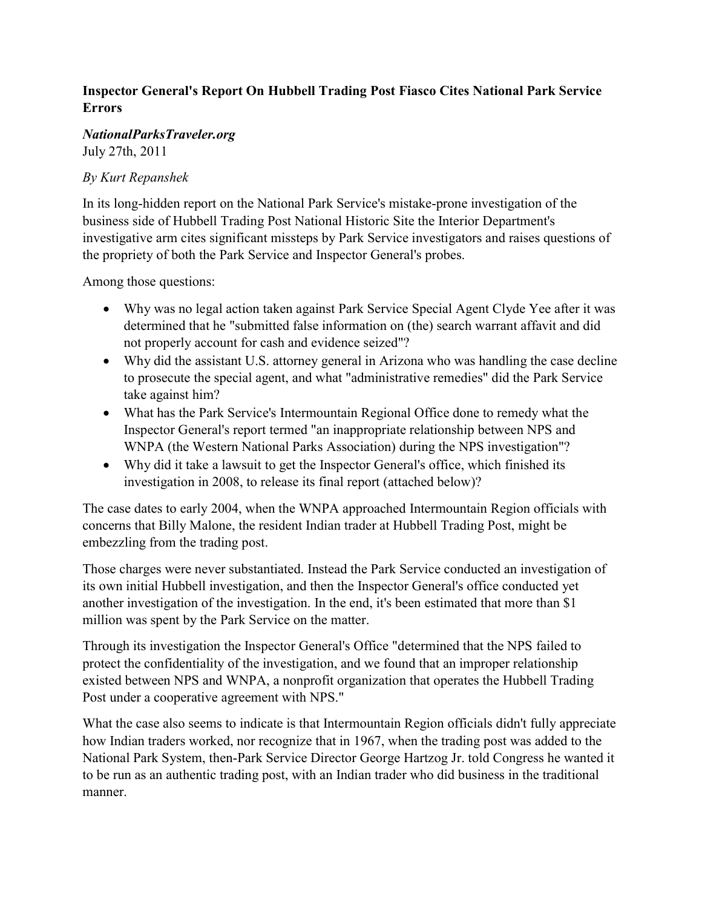**Inspector General's Report On Hubbell Trading Post Fiasco Cites National Park Service Errors**

***NationalParksTraveler.org***
July 27th, 2011

*By Kurt Repanshek*

In its long-hidden report on the National Park Service's mistake-prone investigation of the business side of Hubbell Trading Post National Historic Site the Interior Department's investigative arm cites significant missteps by Park Service investigators and raises questions of the propriety of both the Park Service and Inspector General's probes.

Among those questions:

- Why was no legal action taken against Park Service Special Agent Clyde Yee after it was determined that he "submitted false information on (the) search warrant affavit and did not properly account for cash and evidence seized"?
- Why did the assistant U.S. attorney general in Arizona who was handling the case decline to prosecute the special agent, and what "administrative remedies" did the Park Service take against him?
- What has the Park Service's Intermountain Regional Office done to remedy what the Inspector General's report termed "an inappropriate relationship between NPS and WNPA (the Western National Parks Association) during the NPS investigation"?
- Why did it take a lawsuit to get the Inspector General's office, which finished its investigation in 2008, to release its final report (attached below)?

The case dates to early 2004, when the WNPA approached Intermountain Region officials with concerns that Billy Malone, the resident Indian trader at Hubbell Trading Post, might be embezzling from the trading post.

Those charges were never substantiated. Instead the Park Service conducted an investigation of its own initial Hubbell investigation, and then the Inspector General's office conducted yet another investigation of the investigation. In the end, it's been estimated that more than $1 million was spent by the Park Service on the matter.

Through its investigation the Inspector General's Office "determined that the NPS failed to protect the confidentiality of the investigation, and we found that an improper relationship existed between NPS and WNPA, a nonprofit organization that operates the Hubbell Trading Post under a cooperative agreement with NPS."

What the case also seems to indicate is that Intermountain Region officials didn't fully appreciate how Indian traders worked, nor recognize that in 1967, when the trading post was added to the National Park System, then-Park Service Director George Hartzog Jr. told Congress he wanted it to be run as an authentic trading post, with an Indian trader who did business in the traditional manner.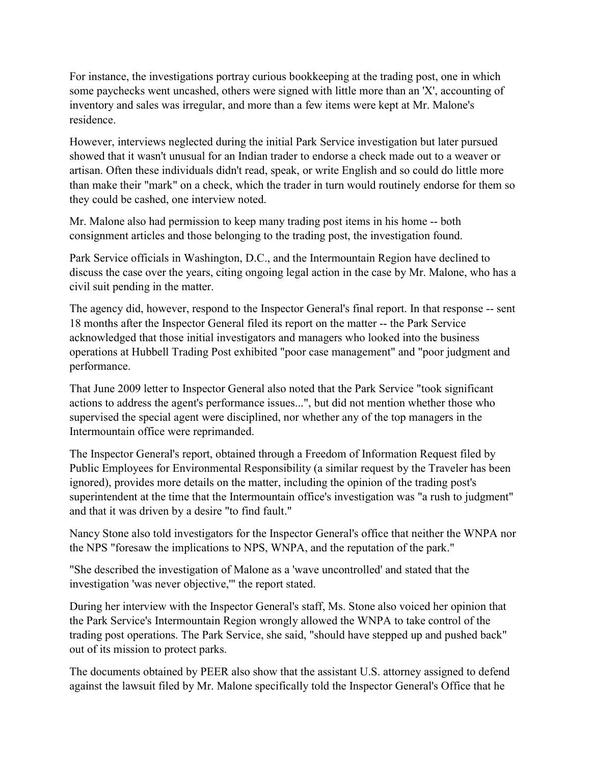For instance, the investigations portray curious bookkeeping at the trading post, one in which some paychecks went uncashed, others were signed with little more than an 'X', accounting of inventory and sales was irregular, and more than a few items were kept at Mr. Malone's residence.

However, interviews neglected during the initial Park Service investigation but later pursued showed that it wasn't unusual for an Indian trader to endorse a check made out to a weaver or artisan. Often these individuals didn't read, speak, or write English and so could do little more than make their "mark" on a check, which the trader in turn would routinely endorse for them so they could be cashed, one interview noted.

Mr. Malone also had permission to keep many trading post items in his home -- both consignment articles and those belonging to the trading post, the investigation found.

Park Service officials in Washington, D.C., and the Intermountain Region have declined to discuss the case over the years, citing ongoing legal action in the case by Mr. Malone, who has a civil suit pending in the matter.

The agency did, however, respond to the Inspector General's final report. In that response -- sent 18 months after the Inspector General filed its report on the matter -- the Park Service acknowledged that those initial investigators and managers who looked into the business operations at Hubbell Trading Post exhibited "poor case management" and "poor judgment and performance.

That June 2009 letter to Inspector General also noted that the Park Service "took significant actions to address the agent's performance issues...", but did not mention whether those who supervised the special agent were disciplined, nor whether any of the top managers in the Intermountain office were reprimanded.

The Inspector General's report, obtained through a Freedom of Information Request filed by Public Employees for Environmental Responsibility (a similar request by the Traveler has been ignored), provides more details on the matter, including the opinion of the trading post's superintendent at the time that the Intermountain office's investigation was "a rush to judgment" and that it was driven by a desire "to find fault."

Nancy Stone also told investigators for the Inspector General's office that neither the WNPA nor the NPS "foresaw the implications to NPS, WNPA, and the reputation of the park."

"She described the investigation of Malone as a 'wave uncontrolled' and stated that the investigation 'was never objective,'" the report stated.

During her interview with the Inspector General's staff, Ms. Stone also voiced her opinion that the Park Service's Intermountain Region wrongly allowed the WNPA to take control of the trading post operations. The Park Service, she said, "should have stepped up and pushed back" out of its mission to protect parks.

The documents obtained by PEER also show that the assistant U.S. attorney assigned to defend against the lawsuit filed by Mr. Malone specifically told the Inspector General's Office that he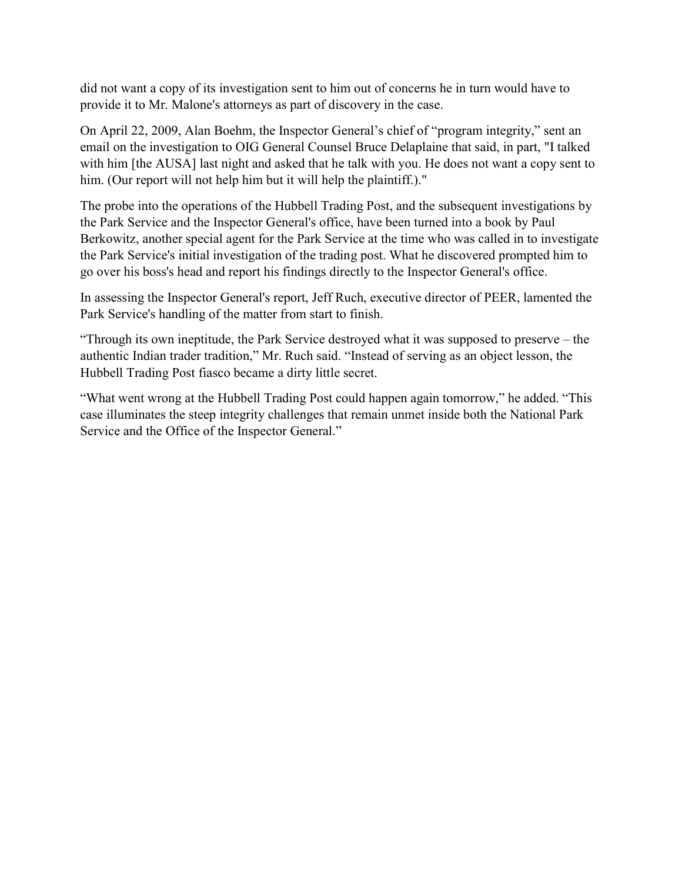did not want a copy of its investigation sent to him out of concerns he in turn would have to provide it to Mr. Malone's attorneys as part of discovery in the case.

On April 22, 2009, Alan Boehm, the Inspector General's chief of "program integrity," sent an email on the investigation to OIG General Counsel Bruce Delaplaine that said, in part, "I talked with him [the AUSA] last night and asked that he talk with you. He does not want a copy sent to him. (Our report will not help him but it will help the plaintiff.)."

The probe into the operations of the Hubbell Trading Post, and the subsequent investigations by the Park Service and the Inspector General's office, have been turned into a book by Paul Berkowitz, another special agent for the Park Service at the time who was called in to investigate the Park Service's initial investigation of the trading post. What he discovered prompted him to go over his boss's head and report his findings directly to the Inspector General's office.

In assessing the Inspector General's report, Jeff Ruch, executive director of PEER, lamented the Park Service's handling of the matter from start to finish.

"Through its own ineptitude, the Park Service destroyed what it was supposed to preserve – the authentic Indian trader tradition," Mr. Ruch said. "Instead of serving as an object lesson, the Hubbell Trading Post fiasco became a dirty little secret.

"What went wrong at the Hubbell Trading Post could happen again tomorrow," he added. "This case illuminates the steep integrity challenges that remain unmet inside both the National Park Service and the Office of the Inspector General."